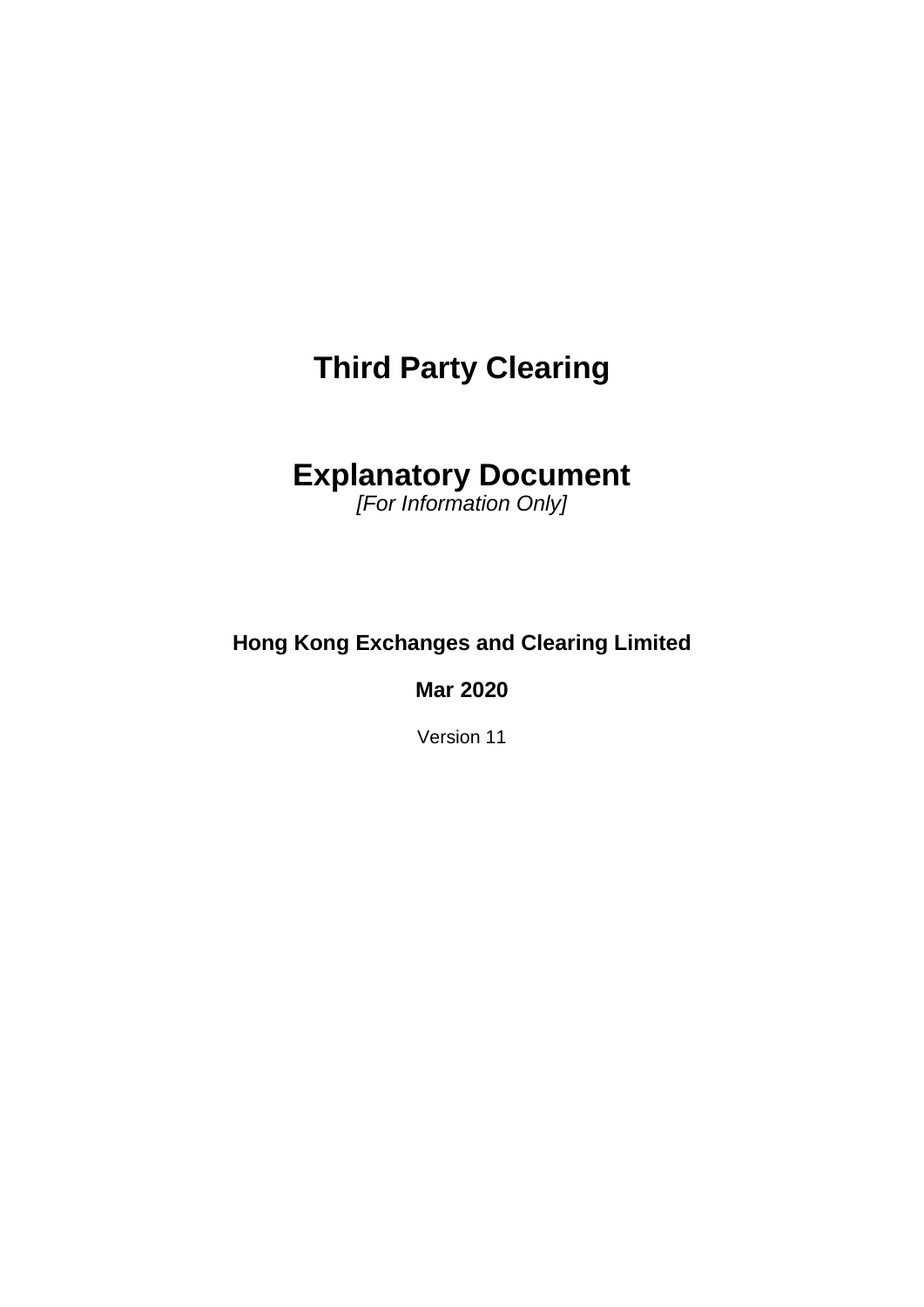# Third Party Clearing

# Explanatory Document

*[For Information Only]*

**Hong Kong Exchanges and Clearing Limited**

**Mar 2020**

Version 11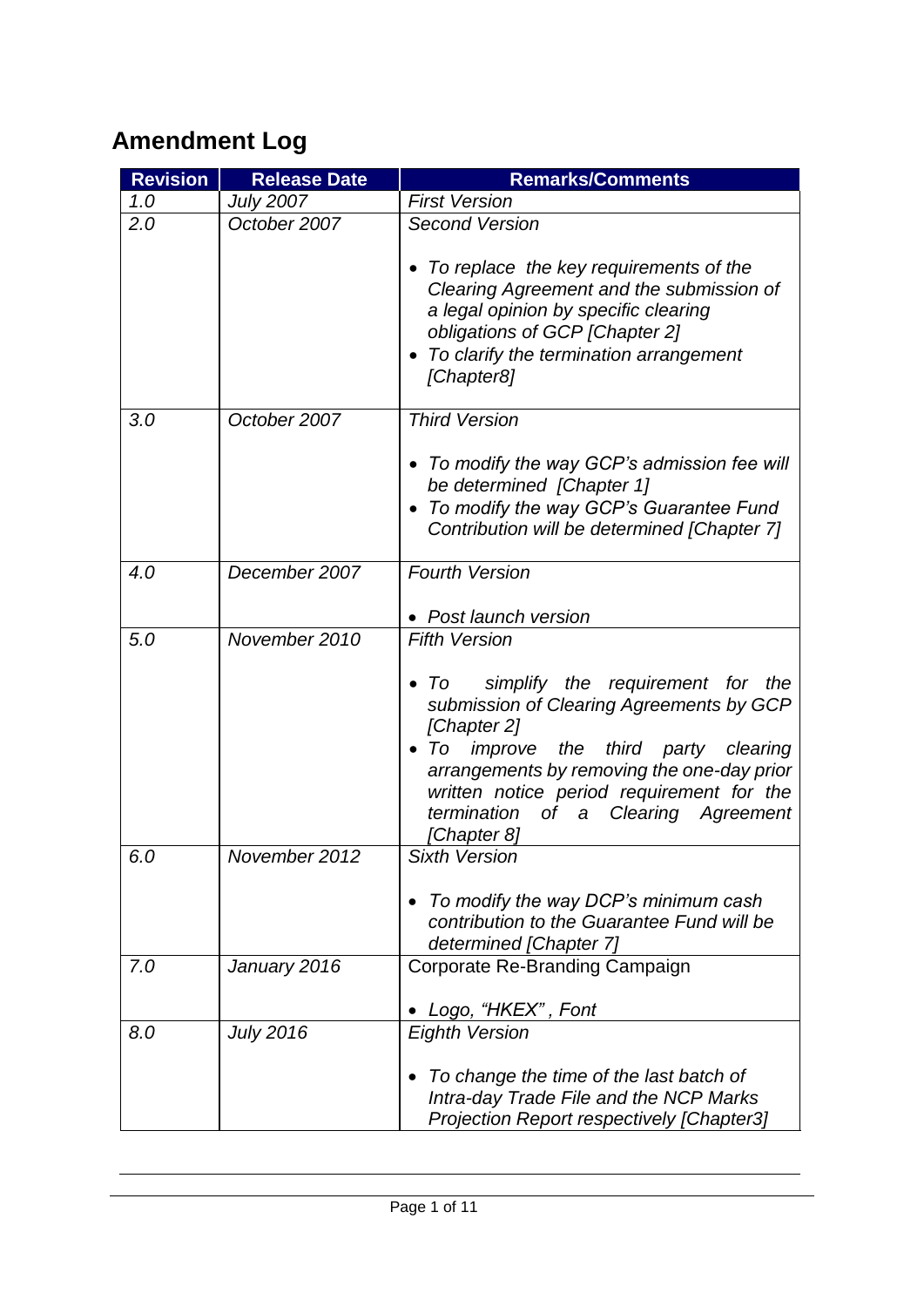# Amendment Log

| Revision | Release Date | Remarks/Comments |
|---|---|---|
| *1.0* | *July 2007* | *First Version* |
| *2.0* | *October 2007* | *Second Version*<br><br>• *To replace the key requirements of the Clearing Agreement and the submission of a legal opinion by specific clearing obligations of GCP [Chapter 2]*<br>• *To clarify the termination arrangement [Chapter8]* |
| *3.0* | *October 2007* | *Third Version*<br><br>• *To modify the way GCP's admission fee will be determined [Chapter 1]*<br>• *To modify the way GCP's Guarantee Fund Contribution will be determined [Chapter 7]* |
| *4.0* | *December 2007* | *Fourth Version*<br><br>• *Post launch version* |
| *5.0* | *November 2010* | *Fifth Version*<br><br>• *To simplify the requirement for the submission of Clearing Agreements by GCP [Chapter 2]*<br>• *To improve the third party clearing arrangements by removing the one-day prior written notice period requirement for the termination of a Clearing Agreement [Chapter 8]* |
| *6.0* | *November 2012* | *Sixth Version*<br><br>• *To modify the way DCP's minimum cash contribution to the Guarantee Fund will be determined [Chapter 7]* |
| *7.0* | *January 2016* | Corporate Re-Branding Campaign<br><br>• *Logo, "HKEX", Font* |
| *8.0* | *July 2016* | *Eighth Version*<br><br>• *To change the time of the last batch of Intra-day Trade File and the NCP Marks Projection Report respectively [Chapter3]* |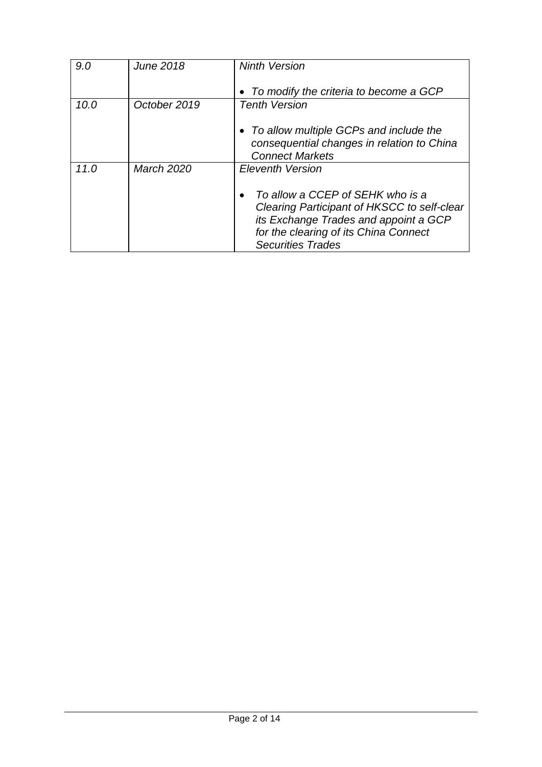| | | |
|---|---|---|
| *9.0* | *June 2018* | *Ninth Version*<br><br>• *To modify the criteria to become a GCP* |
| *10.0* | *October 2019* | *Tenth Version*<br><br>• *To allow multiple GCPs and include the consequential changes in relation to China Connect Markets* |
| *11.0* | *March 2020* | *Eleventh Version*<br><br>• *To allow a CCEP of SEHK who is a Clearing Participant of HKSCC to self-clear its Exchange Trades and appoint a GCP for the clearing of its China Connect Securities Trades* |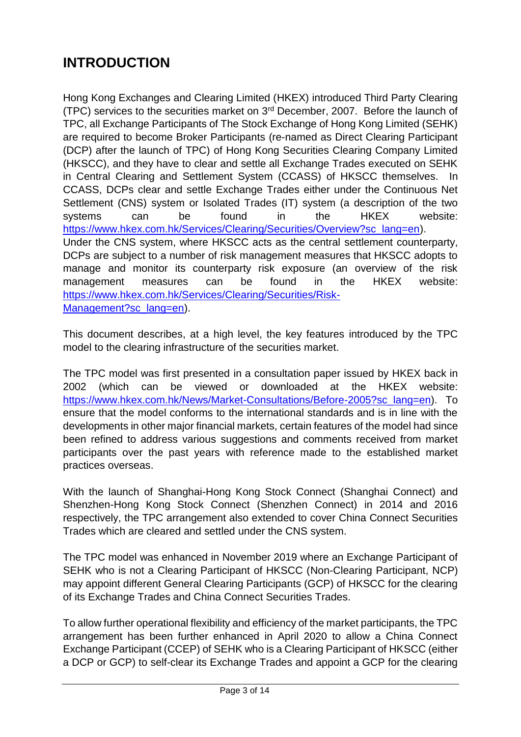# INTRODUCTION

Hong Kong Exchanges and Clearing Limited (HKEX) introduced Third Party Clearing (TPC) services to the securities market on 3rd December, 2007. Before the launch of TPC, all Exchange Participants of The Stock Exchange of Hong Kong Limited (SEHK) are required to become Broker Participants (re-named as Direct Clearing Participant (DCP) after the launch of TPC) of Hong Kong Securities Clearing Company Limited (HKSCC), and they have to clear and settle all Exchange Trades executed on SEHK in Central Clearing and Settlement System (CCASS) of HKSCC themselves. In CCASS, DCPs clear and settle Exchange Trades either under the Continuous Net Settlement (CNS) system or Isolated Trades (IT) system (a description of the two systems can be found in the HKEX website: https://www.hkex.com.hk/Services/Clearing/Securities/Overview?sc_lang=en).
Under the CNS system, where HKSCC acts as the central settlement counterparty, DCPs are subject to a number of risk management measures that HKSCC adopts to manage and monitor its counterparty risk exposure (an overview of the risk management measures can be found in the HKEX website: https://www.hkex.com.hk/Services/Clearing/Securities/Risk-Management?sc_lang=en).

This document describes, at a high level, the key features introduced by the TPC model to the clearing infrastructure of the securities market.

The TPC model was first presented in a consultation paper issued by HKEX back in 2002 (which can be viewed or downloaded at the HKEX website: https://www.hkex.com.hk/News/Market-Consultations/Before-2005?sc_lang=en). To ensure that the model conforms to the international standards and is in line with the developments in other major financial markets, certain features of the model had since been refined to address various suggestions and comments received from market participants over the past years with reference made to the established market practices overseas.

With the launch of Shanghai-Hong Kong Stock Connect (Shanghai Connect) and Shenzhen-Hong Kong Stock Connect (Shenzhen Connect) in 2014 and 2016 respectively, the TPC arrangement also extended to cover China Connect Securities Trades which are cleared and settled under the CNS system.

The TPC model was enhanced in November 2019 where an Exchange Participant of SEHK who is not a Clearing Participant of HKSCC (Non-Clearing Participant, NCP) may appoint different General Clearing Participants (GCP) of HKSCC for the clearing of its Exchange Trades and China Connect Securities Trades.

To allow further operational flexibility and efficiency of the market participants, the TPC arrangement has been further enhanced in April 2020 to allow a China Connect Exchange Participant (CCEP) of SEHK who is a Clearing Participant of HKSCC (either a DCP or GCP) to self-clear its Exchange Trades and appoint a GCP for the clearing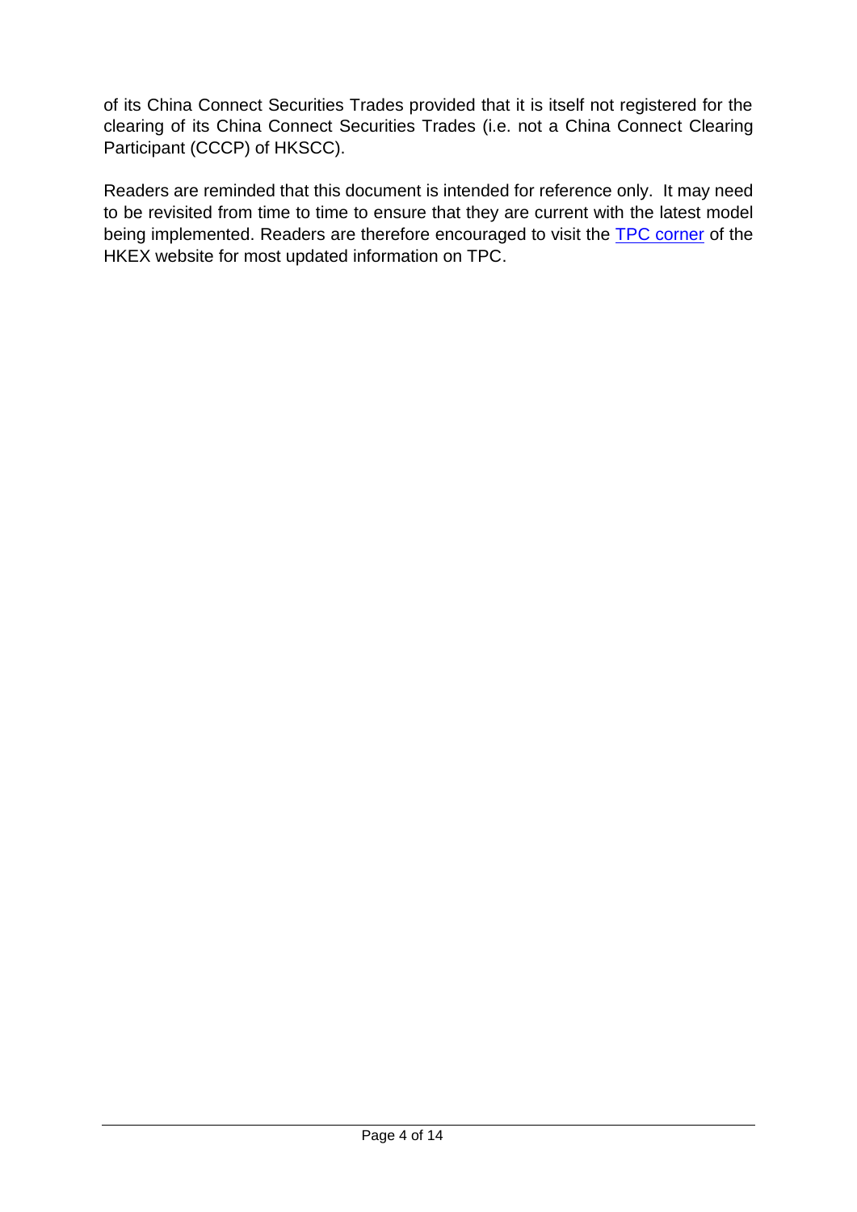of its China Connect Securities Trades provided that it is itself not registered for the clearing of its China Connect Securities Trades (i.e. not a China Connect Clearing Participant (CCCP) of HKSCC).

Readers are reminded that this document is intended for reference only. It may need to be revisited from time to time to ensure that they are current with the latest model being implemented. Readers are therefore encouraged to visit the TPC corner of the HKEX website for most updated information on TPC.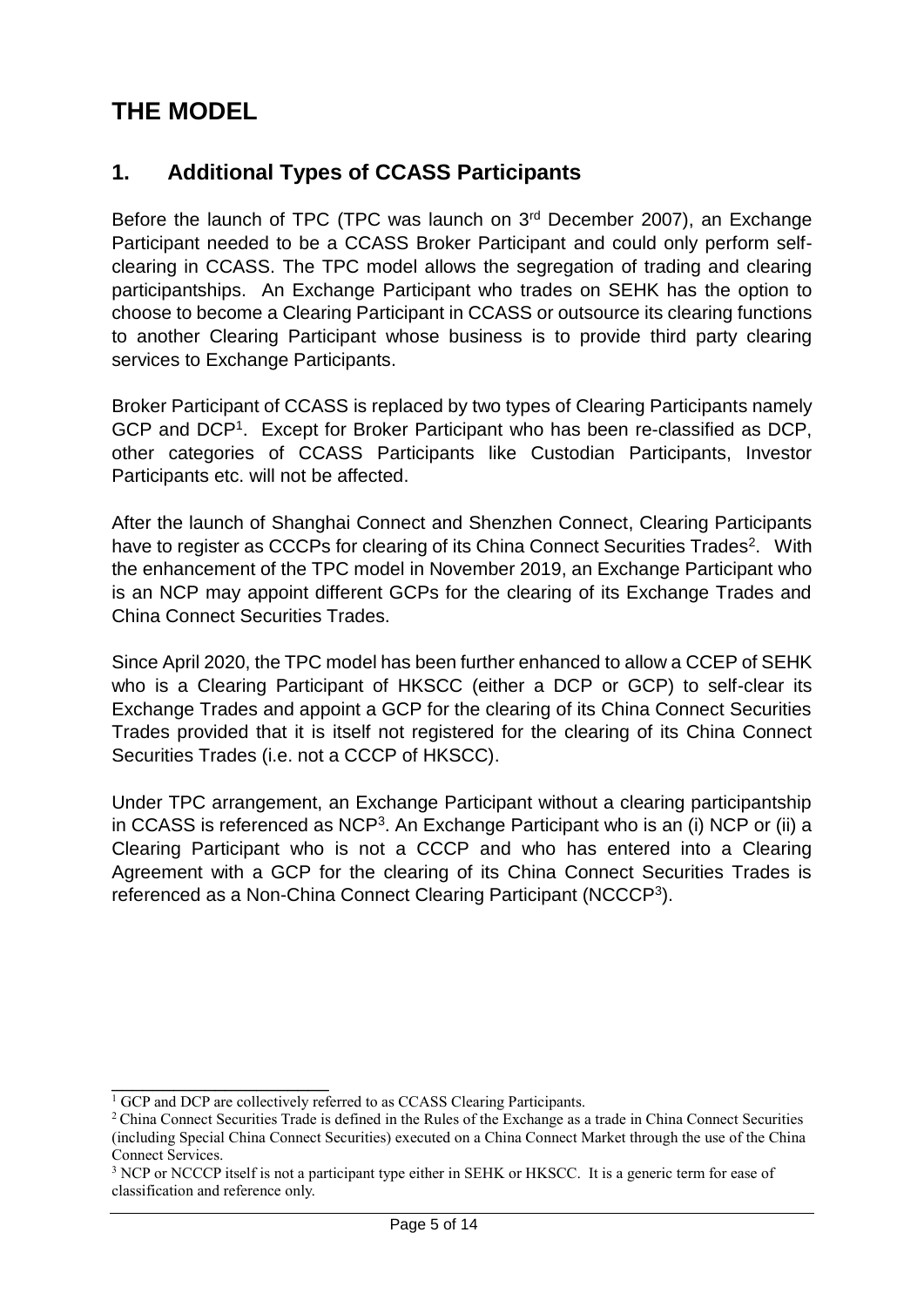# THE MODEL

## 1. Additional Types of CCASS Participants

Before the launch of TPC (TPC was launch on 3rd December 2007), an Exchange Participant needed to be a CCASS Broker Participant and could only perform self-clearing in CCASS. The TPC model allows the segregation of trading and clearing participantships. An Exchange Participant who trades on SEHK has the option to choose to become a Clearing Participant in CCASS or outsource its clearing functions to another Clearing Participant whose business is to provide third party clearing services to Exchange Participants.

Broker Participant of CCASS is replaced by two types of Clearing Participants namely GCP and DCP[1]. Except for Broker Participant who has been re-classified as DCP, other categories of CCASS Participants like Custodian Participants, Investor Participants etc. will not be affected.

After the launch of Shanghai Connect and Shenzhen Connect, Clearing Participants have to register as CCCPs for clearing of its China Connect Securities Trades[2]. With the enhancement of the TPC model in November 2019, an Exchange Participant who is an NCP may appoint different GCPs for the clearing of its Exchange Trades and China Connect Securities Trades.

Since April 2020, the TPC model has been further enhanced to allow a CCEP of SEHK who is a Clearing Participant of HKSCC (either a DCP or GCP) to self-clear its Exchange Trades and appoint a GCP for the clearing of its China Connect Securities Trades provided that it is itself not registered for the clearing of its China Connect Securities Trades (i.e. not a CCCP of HKSCC).

Under TPC arrangement, an Exchange Participant without a clearing participantship in CCASS is referenced as NCP[3]. An Exchange Participant who is an (i) NCP or (ii) a Clearing Participant who is not a CCCP and who has entered into a Clearing Agreement with a GCP for the clearing of its China Connect Securities Trades is referenced as a Non-China Connect Clearing Participant (NCCCP[3]).

---

[1] GCP and DCP are collectively referred to as CCASS Clearing Participants.

[2] China Connect Securities Trade is defined in the Rules of the Exchange as a trade in China Connect Securities (including Special China Connect Securities) executed on a China Connect Market through the use of the China Connect Services.

[3] NCP or NCCCP itself is not a participant type either in SEHK or HKSCC. It is a generic term for ease of classification and reference only.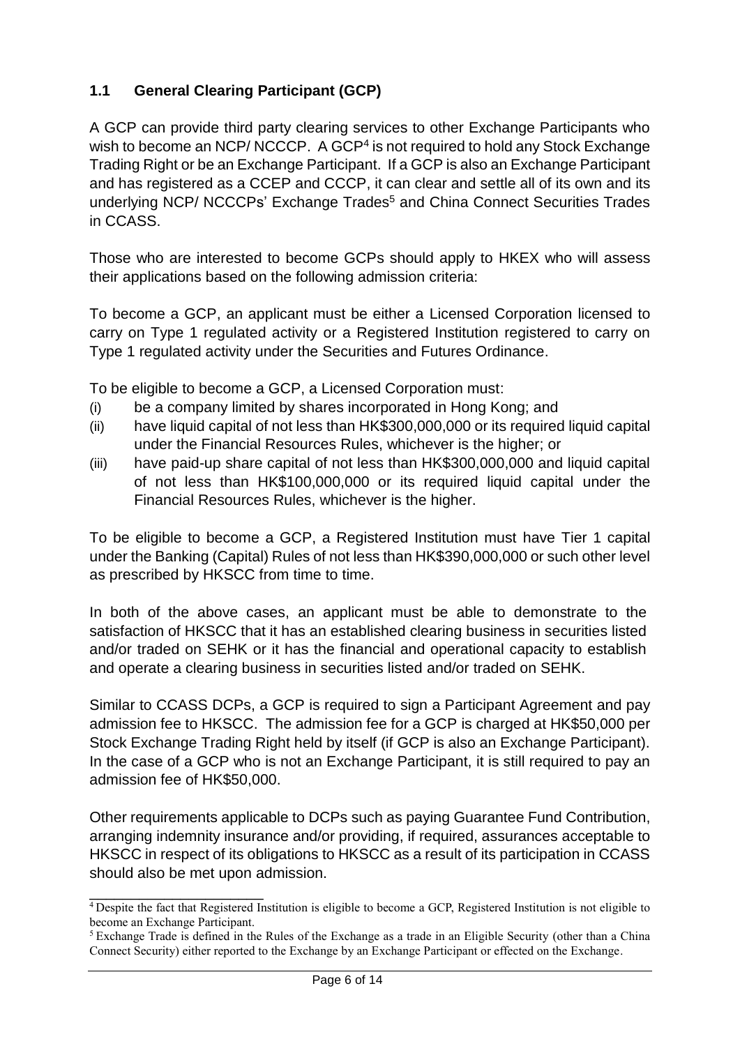### 1.1 General Clearing Participant (GCP)

A GCP can provide third party clearing services to other Exchange Participants who wish to become an NCP/ NCCCP. A GCP[4] is not required to hold any Stock Exchange Trading Right or be an Exchange Participant. If a GCP is also an Exchange Participant and has registered as a CCEP and CCCP, it can clear and settle all of its own and its underlying NCP/ NCCCPs' Exchange Trades[5] and China Connect Securities Trades in CCASS.

Those who are interested to become GCPs should apply to HKEX who will assess their applications based on the following admission criteria:

To become a GCP, an applicant must be either a Licensed Corporation licensed to carry on Type 1 regulated activity or a Registered Institution registered to carry on Type 1 regulated activity under the Securities and Futures Ordinance.

To be eligible to become a GCP, a Licensed Corporation must:

(i) be a company limited by shares incorporated in Hong Kong; and
(ii) have liquid capital of not less than HK$300,000,000 or its required liquid capital under the Financial Resources Rules, whichever is the higher; or
(iii) have paid-up share capital of not less than HK$300,000,000 and liquid capital of not less than HK$100,000,000 or its required liquid capital under the Financial Resources Rules, whichever is the higher.

To be eligible to become a GCP, a Registered Institution must have Tier 1 capital under the Banking (Capital) Rules of not less than HK$390,000,000 or such other level as prescribed by HKSCC from time to time.

In both of the above cases, an applicant must be able to demonstrate to the satisfaction of HKSCC that it has an established clearing business in securities listed and/or traded on SEHK or it has the financial and operational capacity to establish and operate a clearing business in securities listed and/or traded on SEHK.

Similar to CCASS DCPs, a GCP is required to sign a Participant Agreement and pay admission fee to HKSCC. The admission fee for a GCP is charged at HK$50,000 per Stock Exchange Trading Right held by itself (if GCP is also an Exchange Participant). In the case of a GCP who is not an Exchange Participant, it is still required to pay an admission fee of HK$50,000.

Other requirements applicable to DCPs such as paying Guarantee Fund Contribution, arranging indemnity insurance and/or providing, if required, assurances acceptable to HKSCC in respect of its obligations to HKSCC as a result of its participation in CCASS should also be met upon admission.

---

[4] Despite the fact that Registered Institution is eligible to become a GCP, Registered Institution is not eligible to become an Exchange Participant.

[5] Exchange Trade is defined in the Rules of the Exchange as a trade in an Eligible Security (other than a China Connect Security) either reported to the Exchange by an Exchange Participant or effected on the Exchange.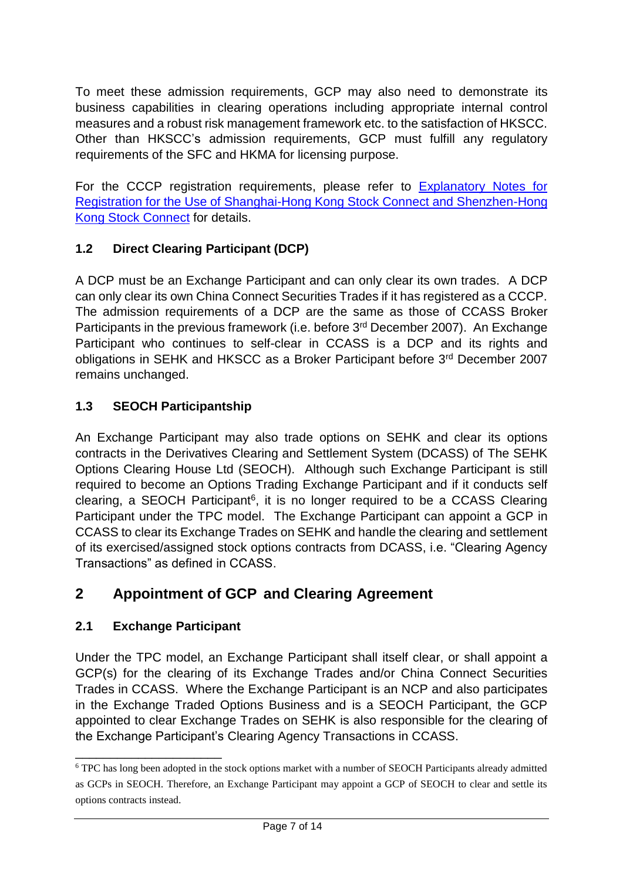To meet these admission requirements, GCP may also need to demonstrate its business capabilities in clearing operations including appropriate internal control measures and a robust risk management framework etc. to the satisfaction of HKSCC. Other than HKSCC's admission requirements, GCP must fulfill any regulatory requirements of the SFC and HKMA for licensing purpose.

For the CCCP registration requirements, please refer to [Explanatory Notes for Registration for the Use of Shanghai-Hong Kong Stock Connect and Shenzhen-Hong Kong Stock Connect]() for details.

### 1.2 Direct Clearing Participant (DCP)

A DCP must be an Exchange Participant and can only clear its own trades. A DCP can only clear its own China Connect Securities Trades if it has registered as a CCCP. The admission requirements of a DCP are the same as those of CCASS Broker Participants in the previous framework (i.e. before 3rd December 2007). An Exchange Participant who continues to self-clear in CCASS is a DCP and its rights and obligations in SEHK and HKSCC as a Broker Participant before 3rd December 2007 remains unchanged.

### 1.3 SEOCH Participantship

An Exchange Participant may also trade options on SEHK and clear its options contracts in the Derivatives Clearing and Settlement System (DCASS) of The SEHK Options Clearing House Ltd (SEOCH). Although such Exchange Participant is still required to become an Options Trading Exchange Participant and if it conducts self clearing, a SEOCH Participant[6], it is no longer required to be a CCASS Clearing Participant under the TPC model. The Exchange Participant can appoint a GCP in CCASS to clear its Exchange Trades on SEHK and handle the clearing and settlement of its exercised/assigned stock options contracts from DCASS, i.e. "Clearing Agency Transactions" as defined in CCASS.

## 2 Appointment of GCP and Clearing Agreement

### 2.1 Exchange Participant

Under the TPC model, an Exchange Participant shall itself clear, or shall appoint a GCP(s) for the clearing of its Exchange Trades and/or China Connect Securities Trades in CCASS. Where the Exchange Participant is an NCP and also participates in the Exchange Traded Options Business and is a SEOCH Participant, the GCP appointed to clear Exchange Trades on SEHK is also responsible for the clearing of the Exchange Participant's Clearing Agency Transactions in CCASS.

---

[6] TPC has long been adopted in the stock options market with a number of SEOCH Participants already admitted as GCPs in SEOCH. Therefore, an Exchange Participant may appoint a GCP of SEOCH to clear and settle its options contracts instead.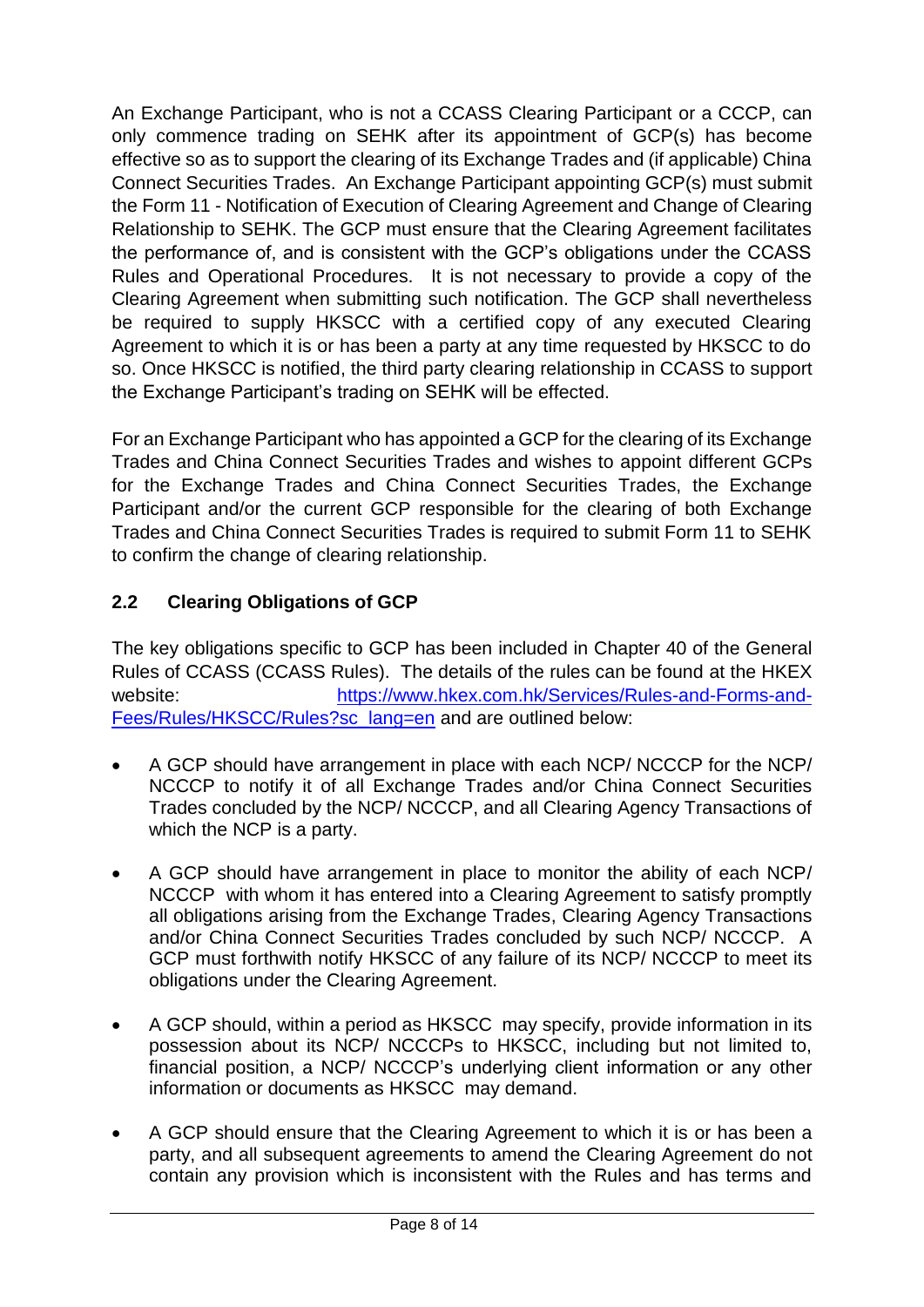An Exchange Participant, who is not a CCASS Clearing Participant or a CCCP, can only commence trading on SEHK after its appointment of GCP(s) has become effective so as to support the clearing of its Exchange Trades and (if applicable) China Connect Securities Trades. An Exchange Participant appointing GCP(s) must submit the Form 11 - Notification of Execution of Clearing Agreement and Change of Clearing Relationship to SEHK. The GCP must ensure that the Clearing Agreement facilitates the performance of, and is consistent with the GCP's obligations under the CCASS Rules and Operational Procedures. It is not necessary to provide a copy of the Clearing Agreement when submitting such notification. The GCP shall nevertheless be required to supply HKSCC with a certified copy of any executed Clearing Agreement to which it is or has been a party at any time requested by HKSCC to do so. Once HKSCC is notified, the third party clearing relationship in CCASS to support the Exchange Participant's trading on SEHK will be effected.

For an Exchange Participant who has appointed a GCP for the clearing of its Exchange Trades and China Connect Securities Trades and wishes to appoint different GCPs for the Exchange Trades and China Connect Securities Trades, the Exchange Participant and/or the current GCP responsible for the clearing of both Exchange Trades and China Connect Securities Trades is required to submit Form 11 to SEHK to confirm the change of clearing relationship.

## 2.2 Clearing Obligations of GCP

The key obligations specific to GCP has been included in Chapter 40 of the General Rules of CCASS (CCASS Rules). The details of the rules can be found at the HKEX website: https://www.hkex.com.hk/Services/Rules-and-Forms-and-Fees/Rules/HKSCC/Rules?sc_lang=en and are outlined below:

- A GCP should have arrangement in place with each NCP/ NCCCP for the NCP/ NCCCP to notify it of all Exchange Trades and/or China Connect Securities Trades concluded by the NCP/ NCCCP, and all Clearing Agency Transactions of which the NCP is a party.
- A GCP should have arrangement in place to monitor the ability of each NCP/ NCCCP with whom it has entered into a Clearing Agreement to satisfy promptly all obligations arising from the Exchange Trades, Clearing Agency Transactions and/or China Connect Securities Trades concluded by such NCP/ NCCCP. A GCP must forthwith notify HKSCC of any failure of its NCP/ NCCCP to meet its obligations under the Clearing Agreement.
- A GCP should, within a period as HKSCC may specify, provide information in its possession about its NCP/ NCCCPs to HKSCC, including but not limited to, financial position, a NCP/ NCCCP's underlying client information or any other information or documents as HKSCC may demand.
- A GCP should ensure that the Clearing Agreement to which it is or has been a party, and all subsequent agreements to amend the Clearing Agreement do not contain any provision which is inconsistent with the Rules and has terms and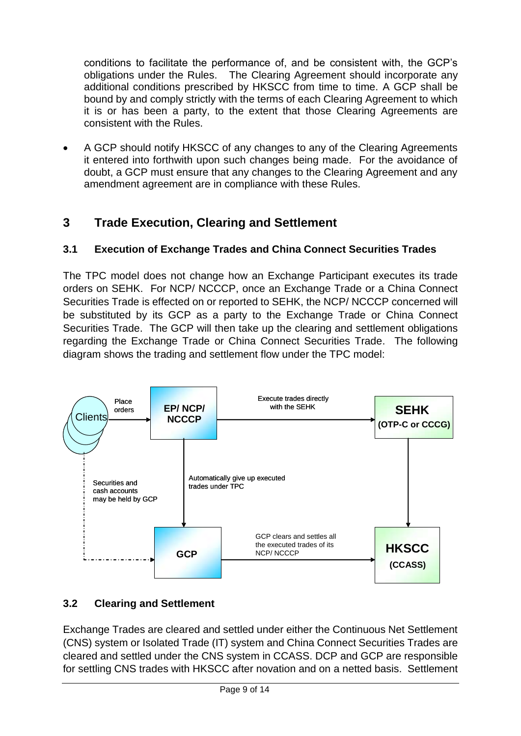conditions to facilitate the performance of, and be consistent with, the GCP's obligations under the Rules. The Clearing Agreement should incorporate any additional conditions prescribed by HKSCC from time to time. A GCP shall be bound by and comply strictly with the terms of each Clearing Agreement to which it is or has been a party, to the extent that those Clearing Agreements are consistent with the Rules.

- A GCP should notify HKSCC of any changes to any of the Clearing Agreements it entered into forthwith upon such changes being made. For the avoidance of doubt, a GCP must ensure that any changes to the Clearing Agreement and any amendment agreement are in compliance with these Rules.

# 3 Trade Execution, Clearing and Settlement

## 3.1 Execution of Exchange Trades and China Connect Securities Trades

The TPC model does not change how an Exchange Participant executes its trade orders on SEHK. For NCP/ NCCCP, once an Exchange Trade or a China Connect Securities Trade is effected on or reported to SEHK, the NCP/ NCCCP concerned will be substituted by its GCP as a party to the Exchange Trade or China Connect Securities Trade. The GCP will then take up the clearing and settlement obligations regarding the Exchange Trade or China Connect Securities Trade. The following diagram shows the trading and settlement flow under the TPC model:

Clients — Place orders → **EP/ NCP/ NCCCP** — Execute trades directly with the SEHK → **SEHK (OTP-C or CCCG)**

**EP/ NCP/ NCCCP** — Automatically give up executed trades under TPC → **GCP**

Clients - - Securities and cash accounts may be held by GCP - - → **GCP**

**GCP** — GCP clears and settles all the executed trades of its NCP/ NCCCP → **HKSCC (CCASS)**

**SEHK (OTP-C or CCCG)** → **HKSCC (CCASS)**

## 3.2 Clearing and Settlement

Exchange Trades are cleared and settled under either the Continuous Net Settlement (CNS) system or Isolated Trade (IT) system and China Connect Securities Trades are cleared and settled under the CNS system in CCASS. DCP and GCP are responsible for settling CNS trades with HKSCC after novation and on a netted basis. Settlement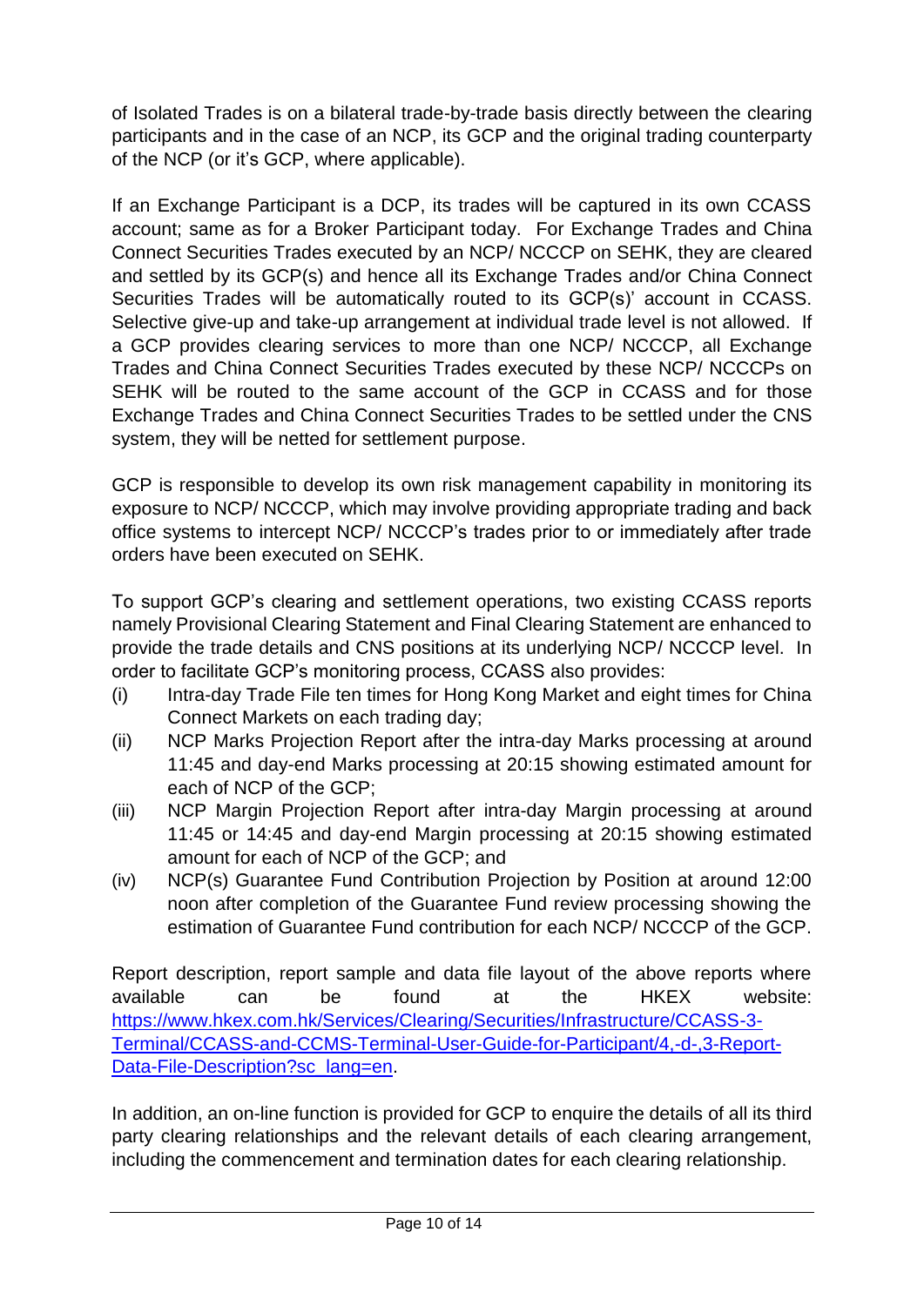of Isolated Trades is on a bilateral trade-by-trade basis directly between the clearing participants and in the case of an NCP, its GCP and the original trading counterparty of the NCP (or it's GCP, where applicable).

If an Exchange Participant is a DCP, its trades will be captured in its own CCASS account; same as for a Broker Participant today. For Exchange Trades and China Connect Securities Trades executed by an NCP/ NCCCP on SEHK, they are cleared and settled by its GCP(s) and hence all its Exchange Trades and/or China Connect Securities Trades will be automatically routed to its GCP(s)' account in CCASS. Selective give-up and take-up arrangement at individual trade level is not allowed. If a GCP provides clearing services to more than one NCP/ NCCCP, all Exchange Trades and China Connect Securities Trades executed by these NCP/ NCCCPs on SEHK will be routed to the same account of the GCP in CCASS and for those Exchange Trades and China Connect Securities Trades to be settled under the CNS system, they will be netted for settlement purpose.

GCP is responsible to develop its own risk management capability in monitoring its exposure to NCP/ NCCCP, which may involve providing appropriate trading and back office systems to intercept NCP/ NCCCP's trades prior to or immediately after trade orders have been executed on SEHK.

To support GCP's clearing and settlement operations, two existing CCASS reports namely Provisional Clearing Statement and Final Clearing Statement are enhanced to provide the trade details and CNS positions at its underlying NCP/ NCCCP level. In order to facilitate GCP's monitoring process, CCASS also provides:

(i) Intra-day Trade File ten times for Hong Kong Market and eight times for China Connect Markets on each trading day;

(ii) NCP Marks Projection Report after the intra-day Marks processing at around 11:45 and day-end Marks processing at 20:15 showing estimated amount for each of NCP of the GCP;

(iii) NCP Margin Projection Report after intra-day Margin processing at around 11:45 or 14:45 and day-end Margin processing at 20:15 showing estimated amount for each of NCP of the GCP; and

(iv) NCP(s) Guarantee Fund Contribution Projection by Position at around 12:00 noon after completion of the Guarantee Fund review processing showing the estimation of Guarantee Fund contribution for each NCP/ NCCCP of the GCP.

Report description, report sample and data file layout of the above reports where available can be found at the HKEX website: [https://www.hkex.com.hk/Services/Clearing/Securities/Infrastructure/CCASS-3-Terminal/CCASS-and-CCMS-Terminal-User-Guide-for-Participant/4,-d-,3-Report-Data-File-Description?sc_lang=en](https://www.hkex.com.hk/Services/Clearing/Securities/Infrastructure/CCASS-3-Terminal/CCASS-and-CCMS-Terminal-User-Guide-for-Participant/4,-d-,3-Report-Data-File-Description?sc_lang=en).

In addition, an on-line function is provided for GCP to enquire the details of all its third party clearing relationships and the relevant details of each clearing arrangement, including the commencement and termination dates for each clearing relationship.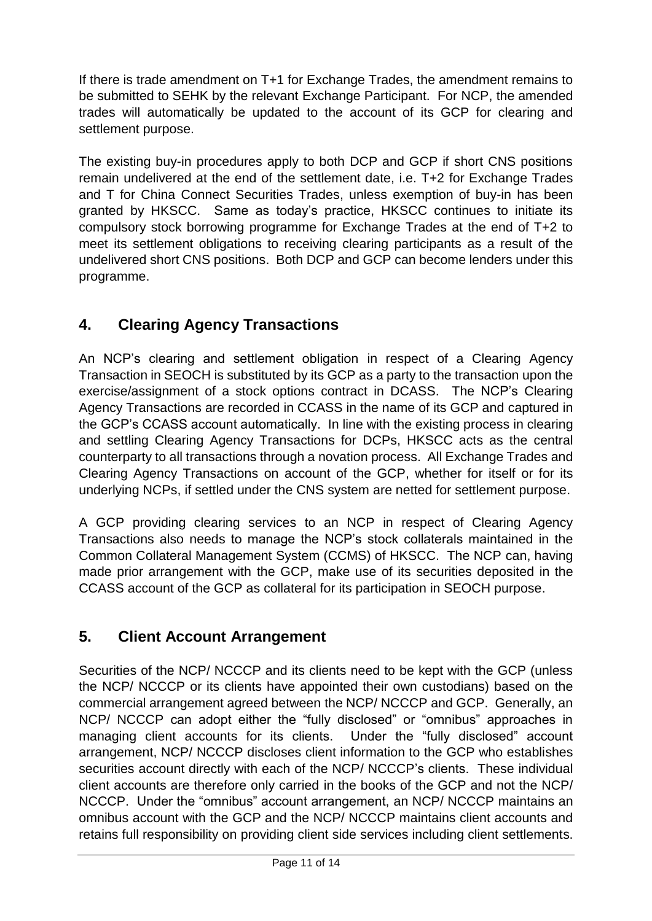If there is trade amendment on T+1 for Exchange Trades, the amendment remains to be submitted to SEHK by the relevant Exchange Participant. For NCP, the amended trades will automatically be updated to the account of its GCP for clearing and settlement purpose.

The existing buy-in procedures apply to both DCP and GCP if short CNS positions remain undelivered at the end of the settlement date, i.e. T+2 for Exchange Trades and T for China Connect Securities Trades, unless exemption of buy-in has been granted by HKSCC. Same as today's practice, HKSCC continues to initiate its compulsory stock borrowing programme for Exchange Trades at the end of T+2 to meet its settlement obligations to receiving clearing participants as a result of the undelivered short CNS positions. Both DCP and GCP can become lenders under this programme.

## 4. Clearing Agency Transactions

An NCP's clearing and settlement obligation in respect of a Clearing Agency Transaction in SEOCH is substituted by its GCP as a party to the transaction upon the exercise/assignment of a stock options contract in DCASS. The NCP's Clearing Agency Transactions are recorded in CCASS in the name of its GCP and captured in the GCP's CCASS account automatically. In line with the existing process in clearing and settling Clearing Agency Transactions for DCPs, HKSCC acts as the central counterparty to all transactions through a novation process. All Exchange Trades and Clearing Agency Transactions on account of the GCP, whether for itself or for its underlying NCPs, if settled under the CNS system are netted for settlement purpose.

A GCP providing clearing services to an NCP in respect of Clearing Agency Transactions also needs to manage the NCP's stock collaterals maintained in the Common Collateral Management System (CCMS) of HKSCC. The NCP can, having made prior arrangement with the GCP, make use of its securities deposited in the CCASS account of the GCP as collateral for its participation in SEOCH purpose.

## 5. Client Account Arrangement

Securities of the NCP/ NCCCP and its clients need to be kept with the GCP (unless the NCP/ NCCCP or its clients have appointed their own custodians) based on the commercial arrangement agreed between the NCP/ NCCCP and GCP. Generally, an NCP/ NCCCP can adopt either the "fully disclosed" or "omnibus" approaches in managing client accounts for its clients. Under the "fully disclosed" account arrangement, NCP/ NCCCP discloses client information to the GCP who establishes securities account directly with each of the NCP/ NCCCP's clients. These individual client accounts are therefore only carried in the books of the GCP and not the NCP/ NCCCP. Under the "omnibus" account arrangement, an NCP/ NCCCP maintains an omnibus account with the GCP and the NCP/ NCCCP maintains client accounts and retains full responsibility on providing client side services including client settlements.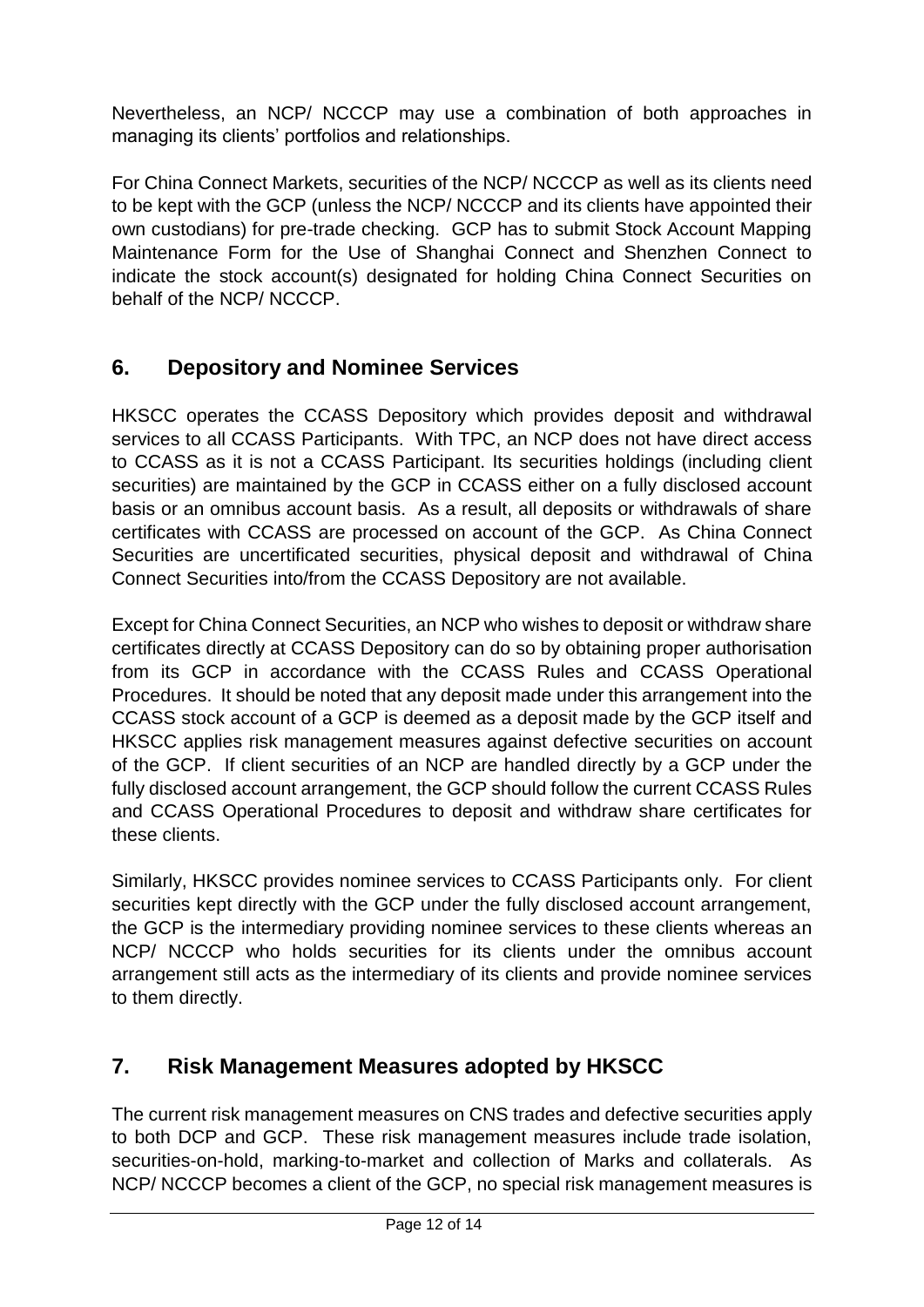Nevertheless, an NCP/ NCCCP may use a combination of both approaches in managing its clients' portfolios and relationships.

For China Connect Markets, securities of the NCP/ NCCCP as well as its clients need to be kept with the GCP (unless the NCP/ NCCCP and its clients have appointed their own custodians) for pre-trade checking. GCP has to submit Stock Account Mapping Maintenance Form for the Use of Shanghai Connect and Shenzhen Connect to indicate the stock account(s) designated for holding China Connect Securities on behalf of the NCP/ NCCCP.

## 6. Depository and Nominee Services

HKSCC operates the CCASS Depository which provides deposit and withdrawal services to all CCASS Participants. With TPC, an NCP does not have direct access to CCASS as it is not a CCASS Participant. Its securities holdings (including client securities) are maintained by the GCP in CCASS either on a fully disclosed account basis or an omnibus account basis. As a result, all deposits or withdrawals of share certificates with CCASS are processed on account of the GCP. As China Connect Securities are uncertificated securities, physical deposit and withdrawal of China Connect Securities into/from the CCASS Depository are not available.

Except for China Connect Securities, an NCP who wishes to deposit or withdraw share certificates directly at CCASS Depository can do so by obtaining proper authorisation from its GCP in accordance with the CCASS Rules and CCASS Operational Procedures. It should be noted that any deposit made under this arrangement into the CCASS stock account of a GCP is deemed as a deposit made by the GCP itself and HKSCC applies risk management measures against defective securities on account of the GCP. If client securities of an NCP are handled directly by a GCP under the fully disclosed account arrangement, the GCP should follow the current CCASS Rules and CCASS Operational Procedures to deposit and withdraw share certificates for these clients.

Similarly, HKSCC provides nominee services to CCASS Participants only. For client securities kept directly with the GCP under the fully disclosed account arrangement, the GCP is the intermediary providing nominee services to these clients whereas an NCP/ NCCCP who holds securities for its clients under the omnibus account arrangement still acts as the intermediary of its clients and provide nominee services to them directly.

## 7. Risk Management Measures adopted by HKSCC

The current risk management measures on CNS trades and defective securities apply to both DCP and GCP. These risk management measures include trade isolation, securities-on-hold, marking-to-market and collection of Marks and collaterals. As NCP/ NCCCP becomes a client of the GCP, no special risk management measures is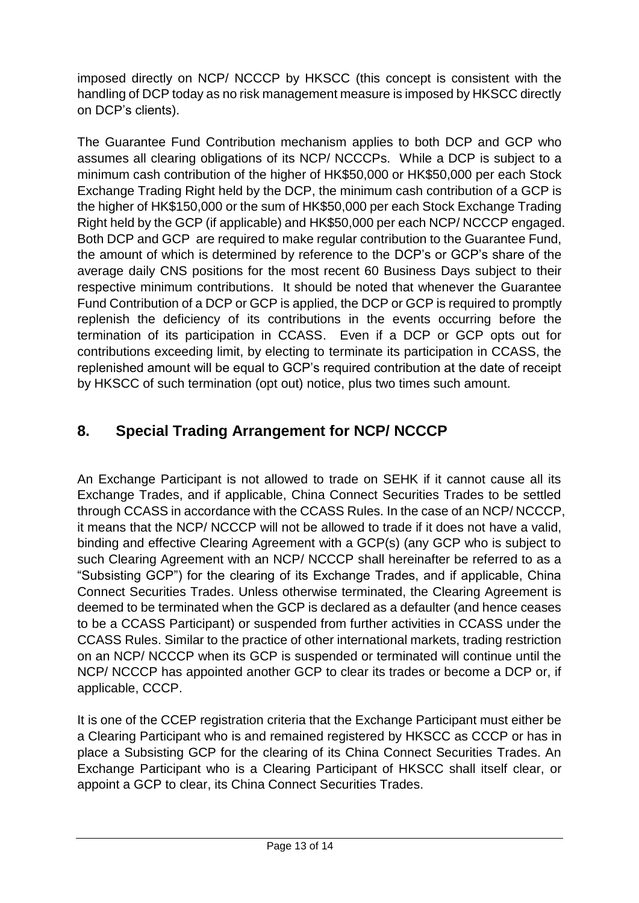imposed directly on NCP/ NCCCP by HKSCC (this concept is consistent with the handling of DCP today as no risk management measure is imposed by HKSCC directly on DCP's clients).

The Guarantee Fund Contribution mechanism applies to both DCP and GCP who assumes all clearing obligations of its NCP/ NCCCPs. While a DCP is subject to a minimum cash contribution of the higher of HK$50,000 or HK$50,000 per each Stock Exchange Trading Right held by the DCP, the minimum cash contribution of a GCP is the higher of HK$150,000 or the sum of HK$50,000 per each Stock Exchange Trading Right held by the GCP (if applicable) and HK$50,000 per each NCP/ NCCCP engaged. Both DCP and GCP are required to make regular contribution to the Guarantee Fund, the amount of which is determined by reference to the DCP's or GCP's share of the average daily CNS positions for the most recent 60 Business Days subject to their respective minimum contributions. It should be noted that whenever the Guarantee Fund Contribution of a DCP or GCP is applied, the DCP or GCP is required to promptly replenish the deficiency of its contributions in the events occurring before the termination of its participation in CCASS. Even if a DCP or GCP opts out for contributions exceeding limit, by electing to terminate its participation in CCASS, the replenished amount will be equal to GCP's required contribution at the date of receipt by HKSCC of such termination (opt out) notice, plus two times such amount.

## 8. Special Trading Arrangement for NCP/ NCCCP

An Exchange Participant is not allowed to trade on SEHK if it cannot cause all its Exchange Trades, and if applicable, China Connect Securities Trades to be settled through CCASS in accordance with the CCASS Rules. In the case of an NCP/ NCCCP, it means that the NCP/ NCCCP will not be allowed to trade if it does not have a valid, binding and effective Clearing Agreement with a GCP(s) (any GCP who is subject to such Clearing Agreement with an NCP/ NCCCP shall hereinafter be referred to as a "Subsisting GCP") for the clearing of its Exchange Trades, and if applicable, China Connect Securities Trades. Unless otherwise terminated, the Clearing Agreement is deemed to be terminated when the GCP is declared as a defaulter (and hence ceases to be a CCASS Participant) or suspended from further activities in CCASS under the CCASS Rules. Similar to the practice of other international markets, trading restriction on an NCP/ NCCCP when its GCP is suspended or terminated will continue until the NCP/ NCCCP has appointed another GCP to clear its trades or become a DCP or, if applicable, CCCP.

It is one of the CCEP registration criteria that the Exchange Participant must either be a Clearing Participant who is and remained registered by HKSCC as CCCP or has in place a Subsisting GCP for the clearing of its China Connect Securities Trades. An Exchange Participant who is a Clearing Participant of HKSCC shall itself clear, or appoint a GCP to clear, its China Connect Securities Trades.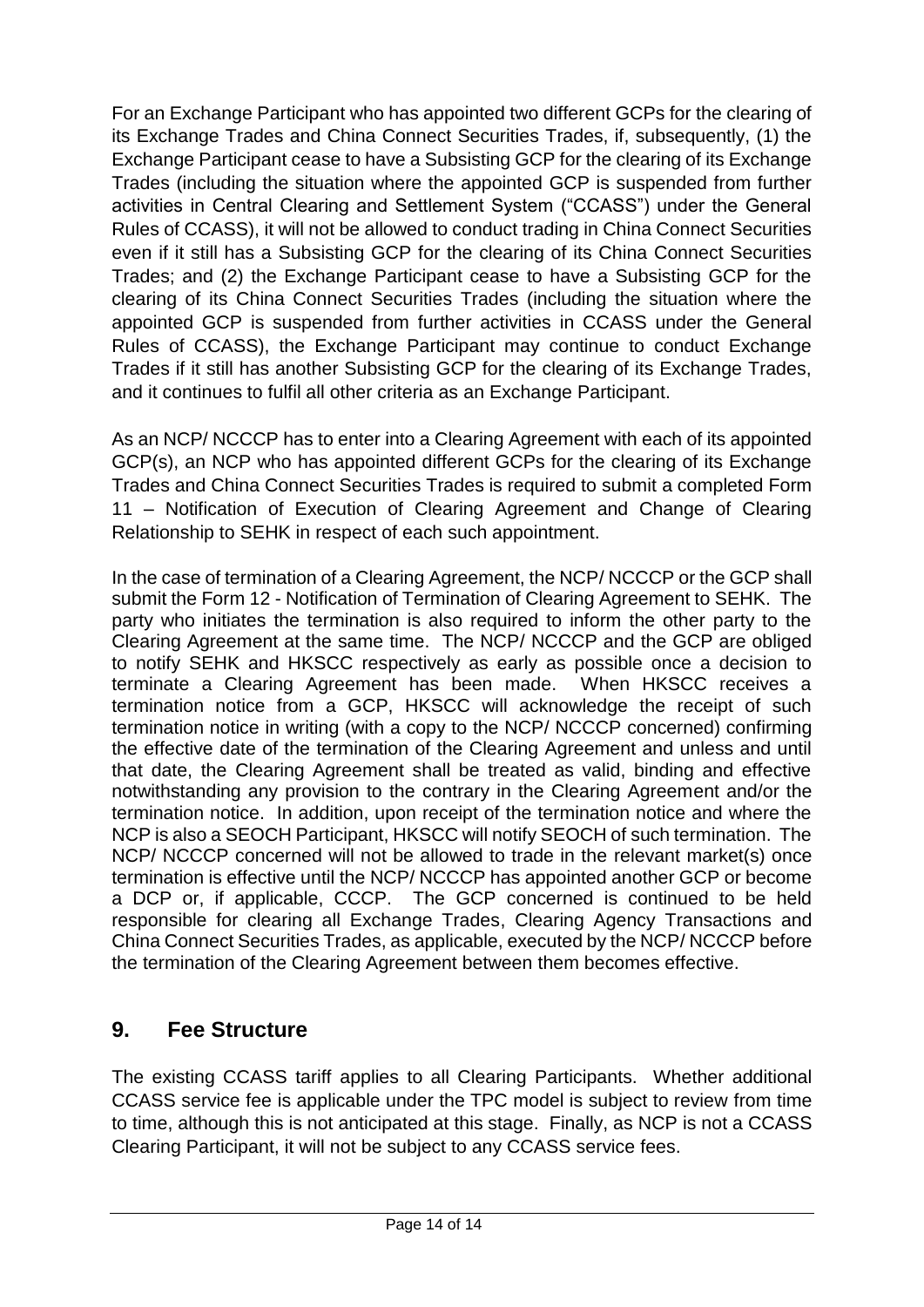For an Exchange Participant who has appointed two different GCPs for the clearing of its Exchange Trades and China Connect Securities Trades, if, subsequently, (1) the Exchange Participant cease to have a Subsisting GCP for the clearing of its Exchange Trades (including the situation where the appointed GCP is suspended from further activities in Central Clearing and Settlement System ("CCASS") under the General Rules of CCASS), it will not be allowed to conduct trading in China Connect Securities even if it still has a Subsisting GCP for the clearing of its China Connect Securities Trades; and (2) the Exchange Participant cease to have a Subsisting GCP for the clearing of its China Connect Securities Trades (including the situation where the appointed GCP is suspended from further activities in CCASS under the General Rules of CCASS), the Exchange Participant may continue to conduct Exchange Trades if it still has another Subsisting GCP for the clearing of its Exchange Trades, and it continues to fulfil all other criteria as an Exchange Participant.

As an NCP/ NCCCP has to enter into a Clearing Agreement with each of its appointed GCP(s), an NCP who has appointed different GCPs for the clearing of its Exchange Trades and China Connect Securities Trades is required to submit a completed Form 11 – Notification of Execution of Clearing Agreement and Change of Clearing Relationship to SEHK in respect of each such appointment.

In the case of termination of a Clearing Agreement, the NCP/ NCCCP or the GCP shall submit the Form 12 - Notification of Termination of Clearing Agreement to SEHK. The party who initiates the termination is also required to inform the other party to the Clearing Agreement at the same time. The NCP/ NCCCP and the GCP are obliged to notify SEHK and HKSCC respectively as early as possible once a decision to terminate a Clearing Agreement has been made. When HKSCC receives a termination notice from a GCP, HKSCC will acknowledge the receipt of such termination notice in writing (with a copy to the NCP/ NCCCP concerned) confirming the effective date of the termination of the Clearing Agreement and unless and until that date, the Clearing Agreement shall be treated as valid, binding and effective notwithstanding any provision to the contrary in the Clearing Agreement and/or the termination notice. In addition, upon receipt of the termination notice and where the NCP is also a SEOCH Participant, HKSCC will notify SEOCH of such termination. The NCP/ NCCCP concerned will not be allowed to trade in the relevant market(s) once termination is effective until the NCP/ NCCCP has appointed another GCP or become a DCP or, if applicable, CCCP. The GCP concerned is continued to be held responsible for clearing all Exchange Trades, Clearing Agency Transactions and China Connect Securities Trades, as applicable, executed by the NCP/ NCCCP before the termination of the Clearing Agreement between them becomes effective.

## 9. Fee Structure

The existing CCASS tariff applies to all Clearing Participants. Whether additional CCASS service fee is applicable under the TPC model is subject to review from time to time, although this is not anticipated at this stage. Finally, as NCP is not a CCASS Clearing Participant, it will not be subject to any CCASS service fees.